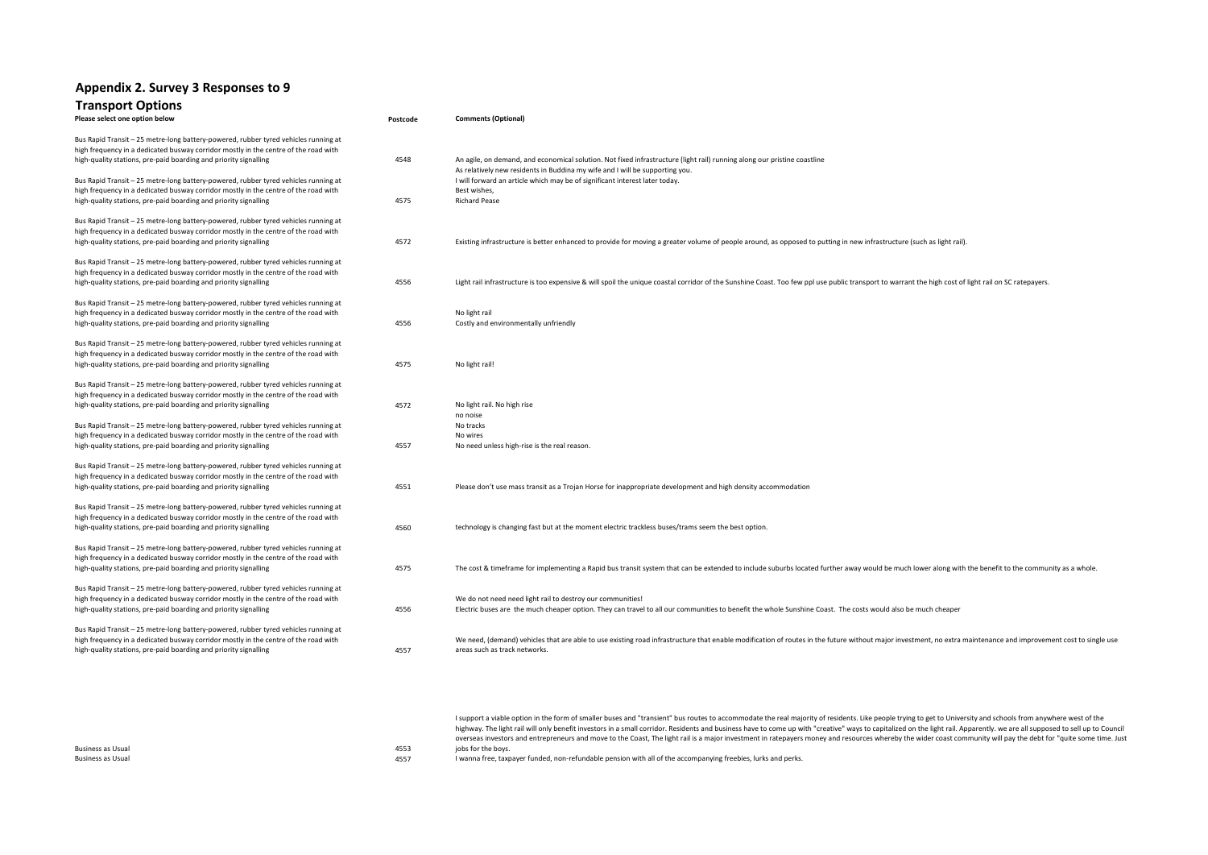# Appendix 2. Survey 3 Responses to 9 Transport Options

| Please select one option below | Postcode | Comments (Optional) |
|---|---|---|
| Bus Rapid Transit – 25 metre-long battery-powered, rubber tyred vehicles running at high frequency in a dedicated busway corridor mostly in the centre of the road with high-quality stations, pre-paid boarding and priority signalling | 4548 | An agile, on demand, and economical solution. Not fixed infrastructure (light rail) running along our pristine coastline |
| Bus Rapid Transit – 25 metre-long battery-powered, rubber tyred vehicles running at high frequency in a dedicated busway corridor mostly in the centre of the road with high-quality stations, pre-paid boarding and priority signalling | 4575 | As relatively new residents in Buddina my wife and I will be supporting you. I will forward an article which may be of significant interest later today. Best wishes, Richard Pease |
| Bus Rapid Transit – 25 metre-long battery-powered, rubber tyred vehicles running at high frequency in a dedicated busway corridor mostly in the centre of the road with high-quality stations, pre-paid boarding and priority signalling | 4572 | Existing infrastructure is better enhanced to provide for moving a greater volume of people around, as opposed to putting in new infrastructure (such as light rail). |
| Bus Rapid Transit – 25 metre-long battery-powered, rubber tyred vehicles running at high frequency in a dedicated busway corridor mostly in the centre of the road with high-quality stations, pre-paid boarding and priority signalling | 4556 | Light rail infrastructure is too expensive & will spoil the unique coastal corridor of the Sunshine Coast. Too few ppl use public transport to warrant the high cost of light rail on SC ratepayers. |
| Bus Rapid Transit – 25 metre-long battery-powered, rubber tyred vehicles running at high frequency in a dedicated busway corridor mostly in the centre of the road with high-quality stations, pre-paid boarding and priority signalling | 4556 | No light rail Costly and environmentally unfriendly |
| Bus Rapid Transit – 25 metre-long battery-powered, rubber tyred vehicles running at high frequency in a dedicated busway corridor mostly in the centre of the road with high-quality stations, pre-paid boarding and priority signalling | 4575 | No light rail! |
| Bus Rapid Transit – 25 metre-long battery-powered, rubber tyred vehicles running at high frequency in a dedicated busway corridor mostly in the centre of the road with high-quality stations, pre-paid boarding and priority signalling | 4572 | No light rail. No high rise |
| Bus Rapid Transit – 25 metre-long battery-powered, rubber tyred vehicles running at high frequency in a dedicated busway corridor mostly in the centre of the road with high-quality stations, pre-paid boarding and priority signalling | 4557 | no noise No tracks No wires No need unless high-rise is the real reason. |
| Bus Rapid Transit – 25 metre-long battery-powered, rubber tyred vehicles running at high frequency in a dedicated busway corridor mostly in the centre of the road with high-quality stations, pre-paid boarding and priority signalling | 4551 | Please don't use mass transit as a Trojan Horse for inappropriate development and high density accommodation |
| Bus Rapid Transit – 25 metre-long battery-powered, rubber tyred vehicles running at high frequency in a dedicated busway corridor mostly in the centre of the road with high-quality stations, pre-paid boarding and priority signalling | 4560 | technology is changing fast but at the moment electric trackless buses/trams seem the best option. |
| Bus Rapid Transit – 25 metre-long battery-powered, rubber tyred vehicles running at high frequency in a dedicated busway corridor mostly in the centre of the road with high-quality stations, pre-paid boarding and priority signalling | 4575 | The cost & timeframe for implementing a Rapid bus transit system that can be extended to include suburbs located further away would be much lower along with the benefit to the community as a whole. |
| Bus Rapid Transit – 25 metre-long battery-powered, rubber tyred vehicles running at high frequency in a dedicated busway corridor mostly in the centre of the road with high-quality stations, pre-paid boarding and priority signalling | 4556 | We do not need need light rail to destroy our communities! Electric buses are the much cheaper option. They can travel to all our communities to benefit the whole Sunshine Coast. The costs would also be much cheaper |
| Bus Rapid Transit – 25 metre-long battery-powered, rubber tyred vehicles running at high frequency in a dedicated busway corridor mostly in the centre of the road with high-quality stations, pre-paid boarding and priority signalling | 4557 | We need, (demand) vehicles that are able to use existing road infrastructure that enable modification of routes in the future without major investment, no extra maintenance and improvement cost to single use areas such as track networks. |
| Business as Usual | 4553 | I support a viable option in the form of smaller buses and "transient" bus routes to accommodate the real majority of residents. Like people trying to get to University and schools from anywhere west of the highway. The light rail will only benefit investors in a small corridor. Residents and business have to come up with "creative" ways to capitalized on the light rail. Apparently. we are all supposed to sell up to Council overseas investors and entrepreneurs and move to the Coast, The light rail is a major investment in ratepayers money and resources whereby the wider coast community will pay the debt for "quite some time. Just jobs for the boys. |
| Business as Usual | 4557 | I wanna free, taxpayer funded, non-refundable pension with all of the accompanying freebies, lurks and perks. |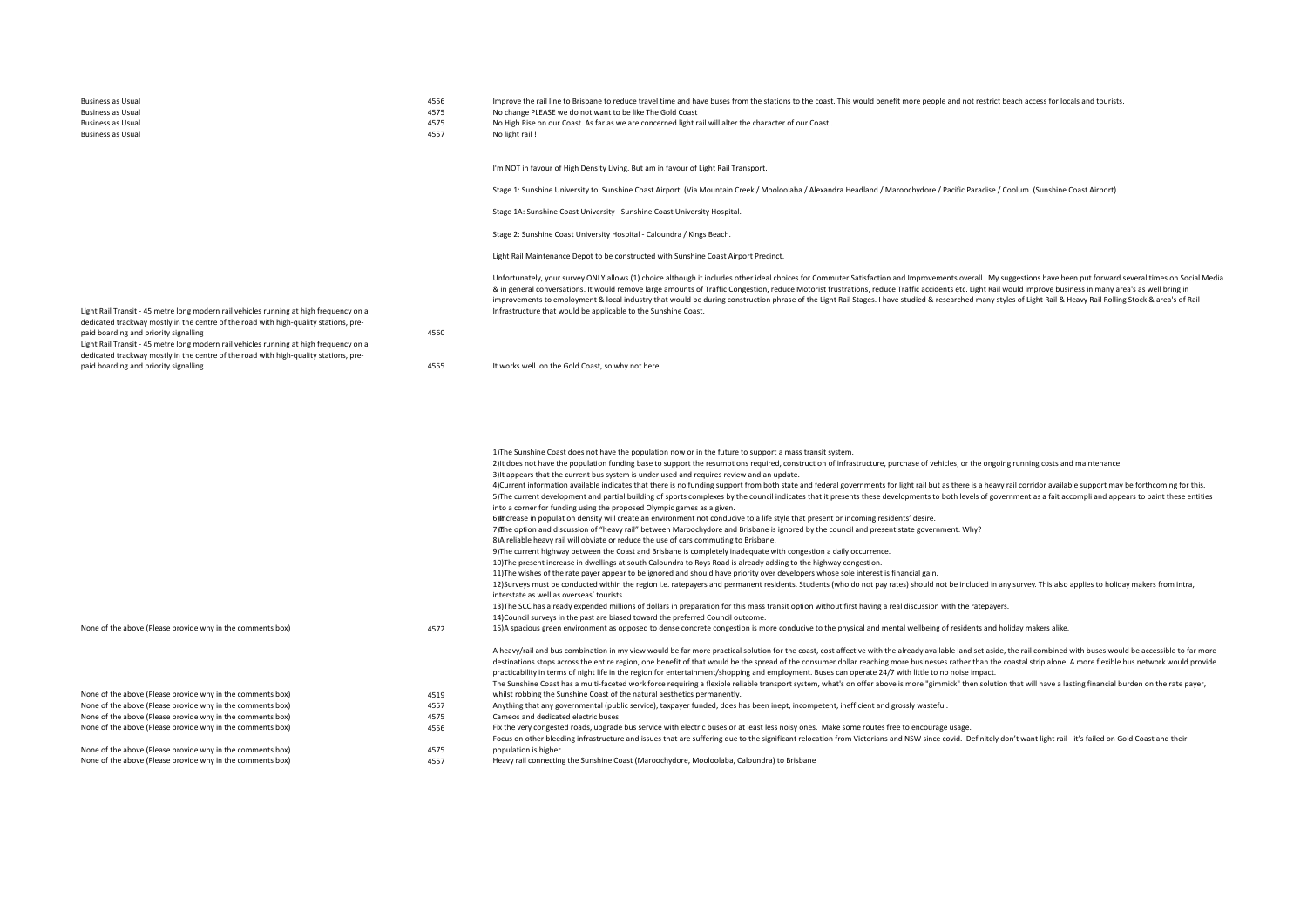| | | |
|---|---|---|
| Business as Usual | 4556 | Improve the rail line to Brisbane to reduce travel time and have buses from the stations to the coast. This would benefit more people and not restrict beach access for locals and tourists. |
| Business as Usual | 4575 | No change PLEASE we do not want to be like The Gold Coast |
| Business as Usual | 4575 | No High Rise on our Coast. As far as we are concerned light rail will alter the character of our Coast . |
| Business as Usual | 4557 | No light rail ! |
| Light Rail Transit - 45 metre long modern rail vehicles running at high frequency on a dedicated trackway mostly in the centre of the road with high-quality stations, pre-paid boarding and priority signalling | 4560 | I'm NOT in favour of High Density Living. But am in favour of Light Rail Transport.<br><br>Stage 1: Sunshine University to Sunshine Coast Airport. (Via Mountain Creek / Mooloolaba / Alexandra Headland / Maroochydore / Pacific Paradise / Coolum. (Sunshine Coast Airport).<br><br>Stage 1A: Sunshine Coast University - Sunshine Coast University Hospital.<br><br>Stage 2: Sunshine Coast University Hospital - Caloundra / Kings Beach.<br><br>Light Rail Maintenance Depot to be constructed with Sunshine Coast Airport Precinct.<br><br>Unfortunately, your survey ONLY allows (1) choice although it includes other ideal choices for Commuter Satisfaction and Improvements overall. My suggestions have been put forward several times on Social Media & in general conversations. It would remove large amounts of Traffic Congestion, reduce Motorist frustrations, reduce Traffic accidents etc. Light Rail would improve business in many area's as well bring in improvements to employment & local industry that would be during construction phrase of the Light Rail Stages. I have studied & researched many styles of Light Rail & Heavy Rail Rolling Stock & area's of Rail Infrastructure that would be applicable to the Sunshine Coast. |
| Light Rail Transit - 45 metre long modern rail vehicles running at high frequency on a dedicated trackway mostly in the centre of the road with high-quality stations, pre-paid boarding and priority signalling | 4555 | It works well on the Gold Coast, so why not here. |
| None of the above (Please provide why in the comments box) | 4572 | 1)The Sunshine Coast does not have the population now or in the future to support a mass transit system.<br>2)It does not have the population funding base to support the resumptions required, construction of infrastructure, purchase of vehicles, or the ongoing running costs and maintenance.<br>3)It appears that the current bus system is under used and requires review and an update.<br>4)Current information available indicates that there is no funding support from both state and federal governments for light rail but as there is a heavy rail corridor available support may be forthcoming for this.<br>5)The current development and partial building of sports complexes by the council indicates that it presents these developments to both levels of government as a fait accompli and appears to paint these entities into a corner for funding using the proposed Olympic games as a given.<br>6)Increase in population density will create an environment not conducive to a life style that present or incoming residents' desire.<br>7)The option and discussion of "heavy rail" between Maroochydore and Brisbane is ignored by the council and present state government. Why?<br>8)A reliable heavy rail will obviate or reduce the use of cars commuting to Brisbane.<br>9)The current highway between the Coast and Brisbane is completely inadequate with congestion a daily occurrence.<br>10)The present increase in dwellings at south Caloundra to Roys Road is already adding to the highway congestion.<br>11)The wishes of the rate payer appear to be ignored and should have priority over developers whose sole interest is financial gain.<br>12)Surveys must be conducted within the region i.e. ratepayers and permanent residents. Students (who do not pay rates) should not be included in any survey. This also applies to holiday makers from intra, interstate as well as overseas' tourists.<br>13)The SCC has already expended millions of dollars in preparation for this mass transit option without first having a real discussion with the ratepayers.<br>14)Council surveys in the past are biased toward the preferred Council outcome.<br>15)A spacious green environment as opposed to dense concrete congestion is more conducive to the physical and mental wellbeing of residents and holiday makers alike. |
| None of the above (Please provide why in the comments box) | 4519 | A heavy/rail and bus combination in my view would be far more practical solution for the coast, cost affective with the already available land set aside, the rail combined with buses would be accessible to far more destinations stops across the entire region, one benefit of that would be the spread of the consumer dollar reaching more businesses rather than the coastal strip alone. A more flexible bus network would provide practicability in terms of night life in the region for entertainment/shopping and employment. Buses can operate 24/7 with little to no noise impact.<br>The Sunshine Coast has a multi-faceted work force requiring a flexible reliable transport system, what's on offer above is more "gimmick" then solution that will have a lasting financial burden on the rate payer, whilst robbing the Sunshine Coast of the natural aesthetics permanently. |
| None of the above (Please provide why in the comments box) | 4557 | Anything that any governmental (public service), taxpayer funded, does has been inept, incompetent, inefficient and grossly wasteful. |
| None of the above (Please provide why in the comments box) | 4575 | Cameos and dedicated electric buses |
| None of the above (Please provide why in the comments box) | 4556 | Fix the very congested roads, upgrade bus service with electric buses or at least less noisy ones. Make some routes free to encourage usage. |
| None of the above (Please provide why in the comments box) | 4575 | Focus on other bleeding infrastructure and issues that are suffering due to the significant relocation from Victorians and NSW since covid. Definitely don't want light rail - it's failed on Gold Coast and their population is higher. |
| None of the above (Please provide why in the comments box) | 4557 | Heavy rail connecting the Sunshine Coast (Maroochydore, Mooloolaba, Caloundra) to Brisbane |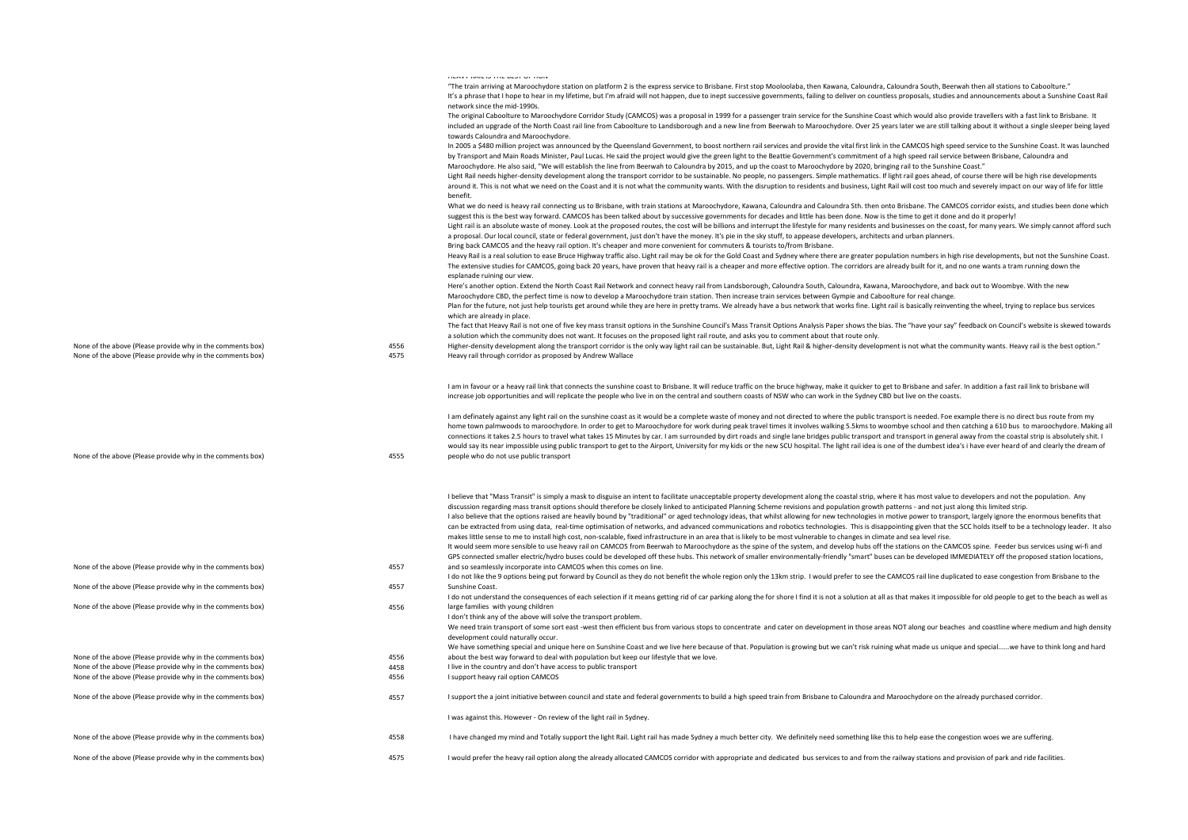| | | |
|---|---|---|
| None of the above (Please provide why in the comments box) | 4556 | HEAVY RAIL IS THE BEST OPTION<br>"The train arriving at Maroochydore station on platform 2 is the express service to Brisbane. First stop Mooloolaba, then Kawana, Caloundra, Caloundra South, Beerwah then all stations to Caboolture."<br>It's a phrase that I hope to hear in my lifetime, but I'm afraid will not happen, due to inept successive governments, failing to deliver on countless proposals, studies and announcements about a Sunshine Coast Rail network since the mid-1990s.<br>The original Caboolture to Maroochydore Corridor Study (CAMCOS) was a proposal in 1999 for a passenger train service for the Sunshine Coast which would also provide travellers with a fast link to Brisbane. It included an upgrade of the North Coast rail line from Caboolture to Landsborough and a new line from Beerwah to Maroochydore. Over 25 years later we are still talking about it without a single sleeper being layed towards Caloundra and Maroochydore.<br>In 2005 a $480 million project was announced by the Queensland Government, to boost northern rail services and provide the vital first link in the CAMCOS high speed service to the Sunshine Coast. It was launched by Transport and Main Roads Minister, Paul Lucas. He said the project would give the green light to the Beattie Government's commitment of a high speed rail service between Brisbane, Caloundra and Maroochydore. He also said, "We will establish the line from Beerwah to Caloundra by 2015, and up the coast to Maroochydore by 2020, bringing rail to the Sunshine Coast."<br>Light Rail needs higher-density development along the transport corridor to be sustainable. No people, no passengers. Simple mathematics. If light rail goes ahead, of course there will be high rise developments around it. This is not what we need on the Coast and it is not what the community wants. With the disruption to residents and business, Light Rail will cost too much and severely impact on our way of life for little benefit.<br>What we do need is heavy rail connecting us to Brisbane, with train stations at Maroochydore, Kawana, Caloundra and Caloundra Sth. then onto Brisbane. The CAMCOS corridor exists, and studies been done which suggest this is the best way forward. CAMCOS has been talked about by successive governments for decades and little has been done. Now is the time to get it done and do it properly!<br>Light rail is an absolute waste of money. Look at the proposed routes, the cost will be billions and interrupt the lifestyle for many residents and businesses on the coast, for many years. We simply cannot afford such a proposal. Our local council, state or federal government, just don't have the money. It's pie in the sky stuff, to appease developers, architects and urban planners.<br>Bring back CAMCOS and the heavy rail option. It's cheaper and more convenient for commuters & tourists to/from Brisbane.<br>Heavy Rail is a real solution to ease Bruce Highway traffic also. Light rail may be ok for the Gold Coast and Sydney where there are greater population numbers in high rise developments, but not the Sunshine Coast.<br>The extensive studies for CAMCOS, going back 20 years, have proven that heavy rail is a cheaper and more effective option. The corridors are already built for it, and no one wants a tram running down the esplanade ruining our view.<br>Here's another option. Extend the North Coast Rail Network and connect heavy rail from Landsborough, Caloundra South, Caloundra, Kawana, Maroochydore, and back out to Woombye. With the new Maroochydore CBD, the perfect time is now to develop a Maroochydore train station. Then increase train services between Gympie and Caboolture for real change.<br>Plan for the future, not just help tourists get around while they are here in pretty trams. We already have a bus network that works fine. Light rail is basically reinventing the wheel, trying to replace bus services which are already in place.<br>The fact that Heavy Rail is not one of five key mass transit options in the Sunshine Council's Mass Transit Options Analysis Paper shows the bias. The "have your say" feedback on Council's website is skewed towards a solution which the community does not want. It focuses on the proposed light rail route, and asks you to comment about that route only.<br>Higher-density development along the transport corridor is the only way light rail can be sustainable. But, Light Rail & higher-density development is not what the community wants. Heavy rail is the best option." |
| None of the above (Please provide why in the comments box) | 4575 | Heavy rail through corridor as proposed by Andrew Wallace |
| | | I am in favour or a heavy rail link that connects the sunshine coast to Brisbane. It will reduce traffic on the bruce highway, make it quicker to get to Brisbane and safer. In addition a fast rail link to brisbane will increase job opportunities and will replicate the people who live in on the central and southern coasts of NSW who can work in the Sydney CBD but live on the coasts. |
| None of the above (Please provide why in the comments box) | 4555 | I am definately against any light rail on the sunshine coast as it would be a complete waste of money and not directed to where the public transport is needed. Foe example there is no direct bus route from my home town palmwoods to maroochydore. In order to get to Maroochydore for work during peak travel times it involves walking 5.5kms to woombye school and then catching a 610 bus to maroochydore. Making all connections it takes 2.5 hours to travel what takes 15 Minutes by car. I am surrounded by dirt roads and single lane bridges public transport and transport in general away from the coastal strip is absolutely shit. I would say its near impossible using public transport to get to the Airport, University for my kids or the new SCU hospital. The light rail idea is one of the dumbest idea's i have ever heard of and clearly the dream of people who do not use public transport |
| None of the above (Please provide why in the comments box) | 4557 | I believe that "Mass Transit" is simply a mask to disguise an intent to facilitate unacceptable property development along the coastal strip, where it has most value to developers and not the population. Any discussion regarding mass transit options should therefore be closely linked to anticipated Planning Scheme revisions and population growth patterns - and not just along this limited strip.<br>I also believe that the options raised are heavily bound by "traditional" or aged technology ideas, that whilst allowing for new technologies in motive power to transport, largely ignore the enormous benefits that can be extracted from using data, real-time optimisation of networks, and advanced communications and robotics technologies. This is disappointing given that the SCC holds itself to be a technology leader. It also makes little sense to me to install high cost, non-scalable, fixed infrastructure in an area that is likely to be most vulnerable to changes in climate and sea level rise.<br>It would seem more sensible to use heavy rail on CAMCOS from Beerwah to Maroochydore as the spine of the system, and develop hubs off the stations on the CAMCOS spine. Feeder bus services using wi-fi and GPS connected smaller electric/hydro buses could be developed off these hubs. This network of smaller environmentally-friendly "smart" buses can be developed IMMEDIATELY off the proposed station locations, and so seamlessly incorporate into CAMCOS when this comes on line. |
| None of the above (Please provide why in the comments box) | 4557 | I do not like the 9 options being put forward by Council as they do not benefit the whole region only the 13km strip. I would prefer to see the CAMCOS rail line duplicated to ease congestion from Brisbane to the Sunshine Coast. |
| None of the above (Please provide why in the comments box) | 4556 | I do not understand the consequences of each selection if it means getting rid of car parking along the for shore I find it is not a solution at all as that makes it impossible for old people to get to the beach as well as large families with young children |
| None of the above (Please provide why in the comments box) | 4556 | I don't think any of the above will solve the transport problem.<br>We need train transport of some sort east -west then efficient bus from various stops to concentrate and cater on development in those areas NOT along our beaches and coastline where medium and high density development could naturally occur.<br>We have something special and unique here on Sunshine Coast and we live here because of that. Population is growing but we can't risk ruining what made us unique and special......we have to think long and hard about the best way forward to deal with population but keep our lifestyle that we love. |
| None of the above (Please provide why in the comments box) | 4458 | I live in the country and don't have access to public transport |
| None of the above (Please provide why in the comments box) | 4556 | I support heavy rail option CAMCOS |
| None of the above (Please provide why in the comments box) | 4557 | I support the a joint initiative between council and state and federal governments to build a high speed train from Brisbane to Caloundra and Maroochydore on the already purchased corridor. |
| None of the above (Please provide why in the comments box) | 4558 | I was against this. However - On review of the light rail in Sydney.<br>I have changed my mind and Totally support the light Rail. Light rail has made Sydney a much better city. We definitely need something like this to help ease the congestion woes we are suffering. |
| None of the above (Please provide why in the comments box) | 4575 | I would prefer the heavy rail option along the already allocated CAMCOS corridor with appropriate and dedicated bus services to and from the railway stations and provision of park and ride facilities. |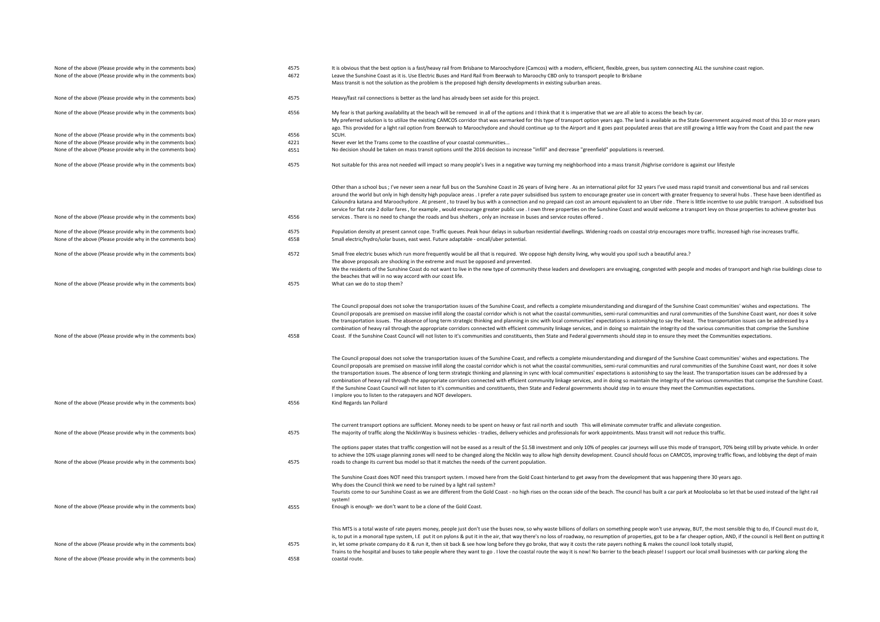| | | |
|---|---|---|
| None of the above (Please provide why in the comments box) | 4575 | It is obvious that the best option is a fast/heavy rail from Brisbane to Maroochydore (Camcos) with a modern, efficient, flexible, green, bus system connecting ALL the sunshine coast region. |
| None of the above (Please provide why in the comments box) | 4672 | Leave the Sunshine Coast as it is. Use Electric Buses and Hard Rail from Beerwah to Maroochy CBD only to transport people to Brisbane<br>Mass transit is not the solution as the problem is the proposed high density developments in existing suburban areas. |
| None of the above (Please provide why in the comments box) | 4575 | Heavy/fast rail connections is better as the land has already been set aside for this project. |
| None of the above (Please provide why in the comments box) | 4556 | My fear is that parking availability at the beach will be removed in all of the options and I think that it is imperative that we are all able to access the beach by car. |
| None of the above (Please provide why in the comments box) | 4556 | My preferred solution is to utilize the existing CAMCOS corridor that was earmarked for this type of transport option years ago. The land is available as the State Government acquired most of this 10 or more years ago. This provided for a light rail option from Beerwah to Maroochydore and should continue up to the Airport and it goes past populated areas that are still growing a little way from the Coast and past the new SCUH. |
| None of the above (Please provide why in the comments box) | 4221 | Never ever let the Trams come to the coastline of your coastal communities... |
| None of the above (Please provide why in the comments box) | 4551 | No decision should be taken on mass transit options until the 2016 decision to increase "infill" and decrease "greenfield" populations is reversed. |
| None of the above (Please provide why in the comments box) | 4575 | Not suitable for this area not needed will impact so many people's lives in a negative way turning my neighborhood into a mass transit /highrise corridore is against our lifestyle |
| None of the above (Please provide why in the comments box) | 4556 | Other than a school bus ; I've never seen a near full bus on the Sunshine Coast in 26 years of living here . As an international pilot for 32 years I've used mass rapid transit and conventional bus and rail services around the world but only in high density high populace areas . I prefer a rate payer subsidised bus system to encourage greater use in concert with greater frequency to several hubs . These have been identified as Caloundra katana and Maroochydore . At present , to travel by bus with a connection and no prepaid can cost an amount equivalent to an Uber ride . There is little incentive to use public transport . A subsidised bus service for flat rate 2 dollar fares , for example , would encourage greater public use . I own three properties on the Sunshine Coast and would welcome a transport levy on those properties to achieve greater bus services . There is no need to change the roads and bus shelters , only an increase in buses and service routes offered . |
| None of the above (Please provide why in the comments box) | 4575 | Population density at present cannot cope. Traffic queues. Peak hour delays in suburban residential dwellings. Widening roads on coastal strip encourages more traffic. Increased high rise increases traffic. |
| None of the above (Please provide why in the comments box) | 4558 | Small electric/hydro/solar buses, east west. Future adaptable - oncall/uber potential. |
| None of the above (Please provide why in the comments box) | 4572 | Small free electric buses which run more frequently would be all that is required. We oppose high density living, why would you spoil such a beautiful area.? |
| None of the above (Please provide why in the comments box) | 4575 | The above proposals are shocking in the extreme and must be opposed and prevented.<br>We the residents of the Sunshine Coast do not want to live in the new type of community these leaders and developers are envisaging, congested with people and modes of transport and high rise buildings close to the beaches that will in no way accord with our coast life.<br>What can we do to stop them? |
| None of the above (Please provide why in the comments box) | 4558 | The Council proposal does not solve the transportation issues of the Sunshine Coast, and reflects a complete misunderstanding and disregard of the Sunshine Coast communities' wishes and expectations. The Council proposals are premised on massive infill along the coastal corridor which is not what the coastal communities, semi-rural communities and rural communities of the Sunshine Coast want, nor does it solve the transportation issues. The absence of long term strategic thinking and planning in sinc with local communities' expectations is astonishing to say the least. The transportation issues can be addressed by a combination of heavy rail through the appropriate corridors connected with efficient community linkage services, and in doing so maintain the integrity od the various communities that comprise the Sunshine Coast. If the Sunshine Coast Council will not listen to it's communities and constituents, then State and Federal governments should step in to ensure they meet the Communities expectations. |
| None of the above (Please provide why in the comments box) | 4556 | The Council proposal does not solve the transportation issues of the Sunshine Coast, and reflects a complete misunderstanding and disregard of the Sunshine Coast communities' wishes and expectations. The Council proposals are premised on massive infill along the coastal corridor which is not what the coastal communities, semi-rural communities and rural communities of the Sunshine Coast want, nor does it solve the transportation issues. The absence of long term strategic thinking and planning in sync with local communities' expectations is astonishing to say the least. The transportation issues can be addressed by a combination of heavy rail through the appropriate corridors connected with efficient community linkage services, and in doing so maintain the integrity of the various communities that comprise the Sunshine Coast. If the Sunshine Coast Council will not listen to it's communities and constituents, then State and Federal governments should step in to ensure they meet the Communities expectations.<br>I implore you to listen to the ratepayers and NOT developers.<br>Kind Regards Ian Pollard |
| None of the above (Please provide why in the comments box) | 4575 | The current transport options are sufficient. Money needs to be spent on heavy or fast rail north and south This will eliminate commuter traffic and alleviate congestion.<br>The majority of traffic along the NicklinWay is business vehicles - tradies, delivery vehicles and professionals for work appointments. Mass transit will not reduce this traffic. |
| None of the above (Please provide why in the comments box) | 4575 | The options paper states that traffic congestion will not be eased as a result of the $1.5B investment and only 10% of peoples car journeys will use this mode of transport, 70% being still by private vehicle. In order to achieve the 10% usage planning zones will need to be changed along the Nicklin way to allow high density development. Council should focus on CAMCOS, improving traffic flows, and lobbying the dept of main roads to change its current bus model so that it matches the needs of the current population. |
| None of the above (Please provide why in the comments box) | 4555 | The Sunshine Coast does NOT need this transport system. I moved here from the Gold Coast hinterland to get away from the development that was happening there 30 years ago.<br>Why does the Council think we need to be ruined by a light rail system?<br>Tourists come to our Sunshine Coast as we are different from the Gold Coast - no high rises on the ocean side of the beach. The council has built a car park at Mooloolaba so let that be used instead of the light rail system!<br>Enough is enough- we don't want to be a clone of the Gold Coast. |
| None of the above (Please provide why in the comments box) | 4575 | This MTS is a total waste of rate payers money, people just don't use the buses now, so why waste billions of dollars on something people won't use anyway, BUT, the most sensible thig to do, If Council must do it, is, to put in a monorail type system, I.E put it on pylons & put it in the air, that way there's no loss of roadway, no resumption of properties, got to be a far cheaper option, AND, if the council is Hell Bent on putting it in, let some private company do it & run it, then sit back & see how long before they go broke, that way it costs the rate payers nothing & makes the council look totally stupid, |
| None of the above (Please provide why in the comments box) | 4558 | Trains to the hospital and buses to take people where they want to go . I love the coastal route the way it is now! No barrier to the beach please! I support our local small businesses with car parking along the coastal route. |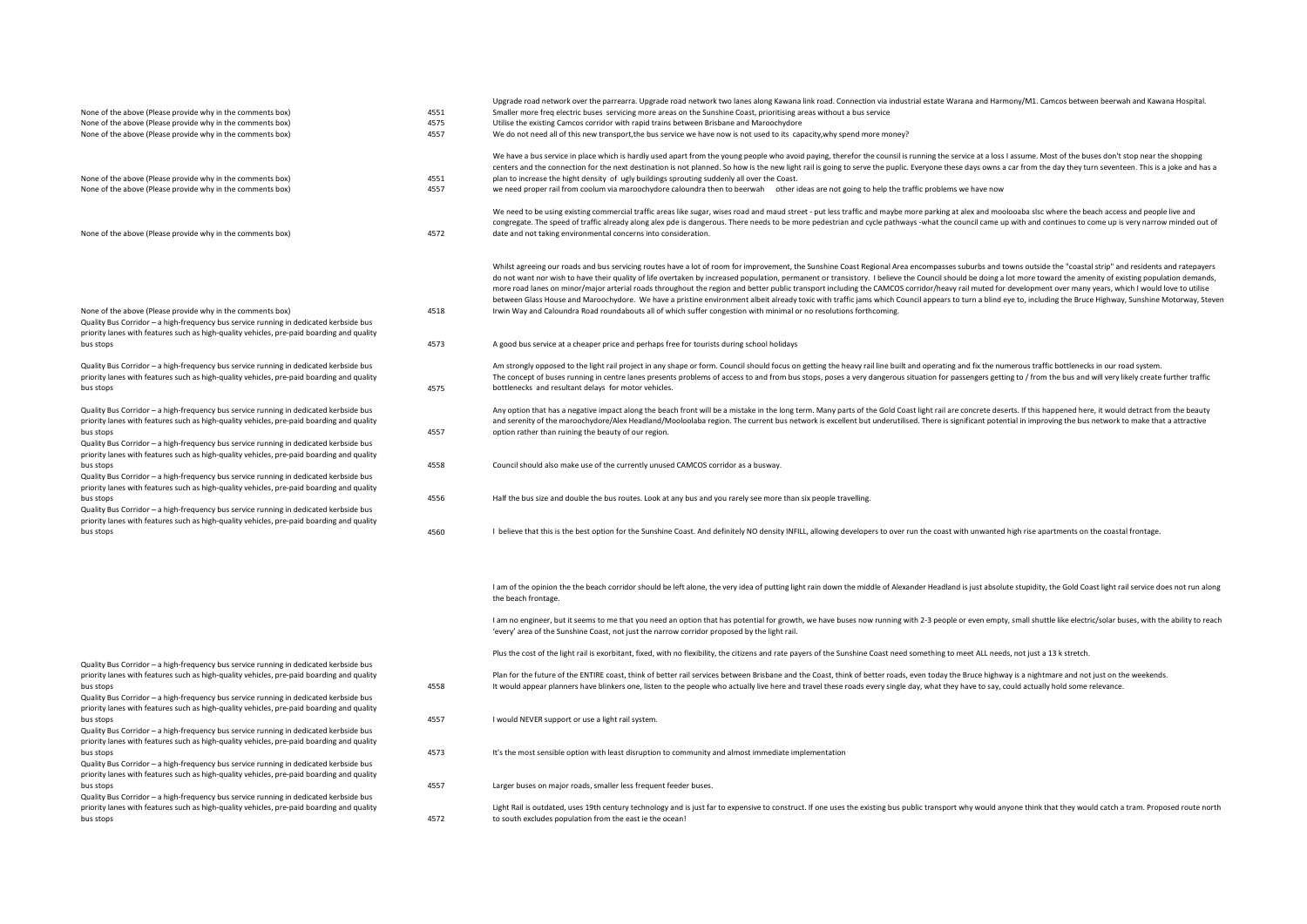| | | |
|---|---|---|
| None of the above (Please provide why in the comments box) | 4551 | Upgrade road network over the parrearra. Upgrade road network two lanes along Kawana link road. Connection via industrial estate Warana and Harmony/M1. Camcos between beerwah and Kawana Hospital. |
| None of the above (Please provide why in the comments box) | 4575 | Smaller more freq electric buses servicing more areas on the Sunshine Coast, prioritising areas without a bus service |
| None of the above (Please provide why in the comments box) | 4557 | Utilise the existing Camcos corridor with rapid trains between Brisbane and Maroochydore |
| None of the above (Please provide why in the comments box) | 4551 | We do not need all of this new transport,the bus service we have now is not used to its capacity,why spend more money? |
| None of the above (Please provide why in the comments box) | 4557 | We have a bus service in place which is hardly used apart from the young people who avoid paying, therefor the counsil is running the service at a loss I assume. Most of the buses don't stop near the shopping centers and the connection for the next destination is not planned. So how is the new light rail is going to serve the puplic. Everyone these days owns a car from the day they turn seventeen. This is a joke and has a plan to increase the hight density of ugly buildings sprouting suddenly all over the Coast. |
| None of the above (Please provide why in the comments box) | 4572 | we need proper rail from coolum via maroochydore caloundra then to beerwah other ideas are not going to help the traffic problems we have now |
| None of the above (Please provide why in the comments box) | 4518 | We need to be using existing commercial traffic areas like sugar, wises road and maud street - put less traffic and maybe more parking at alex and moolooaba slsc where the beach access and people live and congregate. The speed of traffic already along alex pde is dangerous. There needs to be more pedestrian and cycle pathways -what the council came up with and continues to come up is very narrow minded out of date and not taking environmental concerns into consideration. |
| Quality Bus Corridor – a high-frequency bus service running in dedicated kerbside bus priority lanes with features such as high-quality vehicles, pre-paid boarding and quality bus stops | 4573 | Whilst agreeing our roads and bus servicing routes have a lot of room for improvement, the Sunshine Coast Regional Area encompasses suburbs and towns outside the "coastal strip" and residents and ratepayers do not want nor wish to have their quality of life overtaken by increased population, permanent or transistory. I believe the Council should be doing a lot more toward the amenity of existing population demands, more road lanes on minor/major arterial roads throughout the region and better public transport including the CAMCOS corridor/heavy rail muted for development over many years, which I would love to utilise between Glass House and Maroochydore. We have a pristine environment albeit already toxic with traffic jams which Council appears to turn a blind eye to, including the Bruce Highway, Sunshine Motorway, Steven Irwin Way and Caloundra Road roundabouts all of which suffer congestion with minimal or no resolutions forthcoming. |
| Quality Bus Corridor – a high-frequency bus service running in dedicated kerbside bus priority lanes with features such as high-quality vehicles, pre-paid boarding and quality bus stops | 4575 | A good bus service at a cheaper price and perhaps free for tourists during school holidays |
| Quality Bus Corridor – a high-frequency bus service running in dedicated kerbside bus priority lanes with features such as high-quality vehicles, pre-paid boarding and quality bus stops | 4557 | Am strongly opposed to the light rail project in any shape or form. Council should focus on getting the heavy rail line built and operating and fix the numerous traffic bottlenecks in our road system. The concept of buses running in centre lanes presents problems of access to and from bus stops, poses a very dangerous situation for passengers getting to / from the bus and will very likely create further traffic bottlenecks and resultant delays for motor vehicles. |
| Quality Bus Corridor – a high-frequency bus service running in dedicated kerbside bus priority lanes with features such as high-quality vehicles, pre-paid boarding and quality bus stops | 4558 | Any option that has a negative impact along the beach front will be a mistake in the long term. Many parts of the Gold Coast light rail are concrete deserts. If this happened here, it would detract from the beauty and serenity of the maroochydore/Alex Headland/Mooloolaba region. The current bus network is excellent but underutilised. There is significant potential in improving the bus network to make that a attractive option rather than ruining the beauty of our region. |
| Quality Bus Corridor – a high-frequency bus service running in dedicated kerbside bus priority lanes with features such as high-quality vehicles, pre-paid boarding and quality bus stops | 4556 | Council should also make use of the currently unused CAMCOS corridor as a busway. |
| Quality Bus Corridor – a high-frequency bus service running in dedicated kerbside bus priority lanes with features such as high-quality vehicles, pre-paid boarding and quality bus stops | 4560 | Half the bus size and double the bus routes. Look at any bus and you rarely see more than six people travelling. |
| | | I believe that this is the best option for the Sunshine Coast. And definitely NO density INFILL, allowing developers to over run the coast with unwanted high rise apartments on the coastal frontage. |
| Quality Bus Corridor – a high-frequency bus service running in dedicated kerbside bus priority lanes with features such as high-quality vehicles, pre-paid boarding and quality bus stops | 4558 | I am of the opinion the the beach corridor should be left alone, the very idea of putting light rain down the middle of Alexander Headland is just absolute stupidity, the Gold Coast light rail service does not run along the beach frontage.<br><br>I am no engineer, but it seems to me that you need an option that has potential for growth, we have buses now running with 2-3 people or even empty, small shuttle like electric/solar buses, with the ability to reach 'every' area of the Sunshine Coast, not just the narrow corridor proposed by the light rail.<br><br>Plus the cost of the light rail is exorbitant, fixed, with no flexibility, the citizens and rate payers of the Sunshine Coast need something to meet ALL needs, not just a 13 k stretch.<br><br>Plan for the future of the ENTIRE coast, think of better rail services between Brisbane and the Coast, think of better roads, even today the Bruce highway is a nightmare and not just on the weekends. It would appear planners have blinkers one, listen to the people who actually live here and travel these roads every single day, what they have to say, could actually hold some relevance. |
| Quality Bus Corridor – a high-frequency bus service running in dedicated kerbside bus priority lanes with features such as high-quality vehicles, pre-paid boarding and quality bus stops | 4557 | I would NEVER support or use a light rail system. |
| Quality Bus Corridor – a high-frequency bus service running in dedicated kerbside bus priority lanes with features such as high-quality vehicles, pre-paid boarding and quality bus stops | 4573 | It's the most sensible option with least disruption to community and almost immediate implementation |
| Quality Bus Corridor – a high-frequency bus service running in dedicated kerbside bus priority lanes with features such as high-quality vehicles, pre-paid boarding and quality bus stops | 4557 | Larger buses on major roads, smaller less frequent feeder buses. |
| Quality Bus Corridor – a high-frequency bus service running in dedicated kerbside bus priority lanes with features such as high-quality vehicles, pre-paid boarding and quality bus stops | 4572 | Light Rail is outdated, uses 19th century technology and is just far to expensive to construct. If one uses the existing bus public transport why would anyone think that they would catch a tram. Proposed route north to south excludes population from the east ie the ocean! |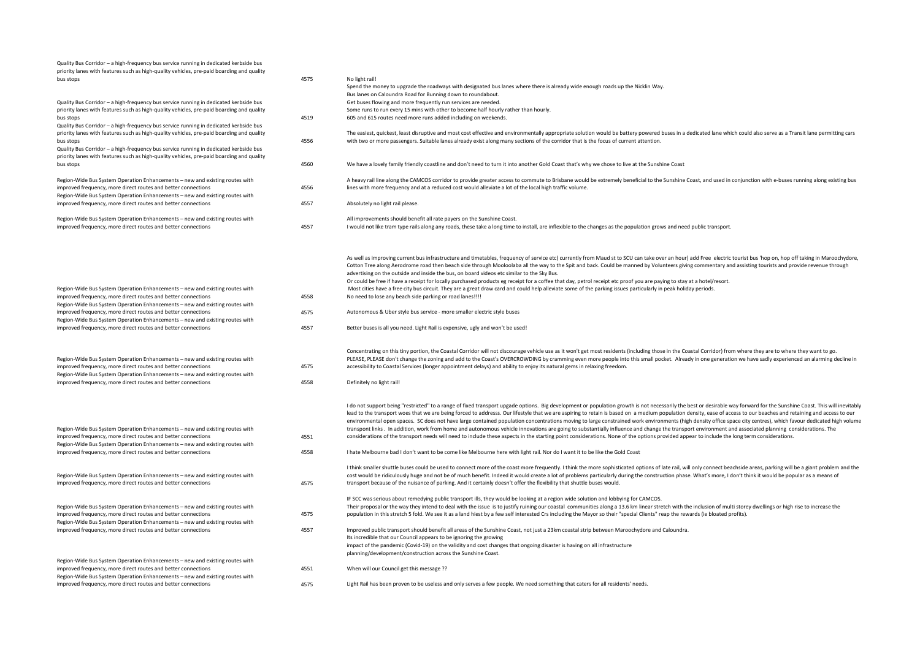| | | |
|---|---|---|
| Quality Bus Corridor – a high-frequency bus service running in dedicated kerbside bus priority lanes with features such as high-quality vehicles, pre-paid boarding and quality bus stops | 4575 | No light rail!<br>Spend the money to upgrade the roadways with designated bus lanes where there is already wide enough roads up the Nicklin Way.<br>Bus lanes on Caloundra Road for Bunning down to roundabout. |
| Quality Bus Corridor – a high-frequency bus service running in dedicated kerbside bus priority lanes with features such as high-quality vehicles, pre-paid boarding and quality bus stops | 4519 | Get buses flowing and more frequently run services are needed.<br>Some runs to run every 15 mins with other to become half hourly rather than hourly.<br>605 and 615 routes need more runs added including on weekends. |
| Quality Bus Corridor – a high-frequency bus service running in dedicated kerbside bus priority lanes with features such as high-quality vehicles, pre-paid boarding and quality bus stops | 4556 | The easiest, quickest, least disruptive and most cost effective and environmentally appropriate solution would be battery powered buses in a dedicated lane which could also serve as a Transit lane permitting cars with two or more passengers. Suitable lanes already exist along many sections of the corridor that is the focus of current attention. |
| Quality Bus Corridor – a high-frequency bus service running in dedicated kerbside bus priority lanes with features such as high-quality vehicles, pre-paid boarding and quality bus stops | 4560 | We have a lovely family friendly coastline and don't need to turn it into another Gold Coast that's why we chose to live at the Sunshine Coast |
| Region-Wide Bus System Operation Enhancements – new and existing routes with improved frequency, more direct routes and better connections | 4556 | A heavy rail line along the CAMCOS corridor to provide greater access to commute to Brisbane would be extremely beneficial to the Sunshine Coast, and used in conjunction with e-buses running along existing bus lines with more frequency and at a reduced cost would alleviate a lot of the local high traffic volume. |
| Region-Wide Bus System Operation Enhancements – new and existing routes with improved frequency, more direct routes and better connections | 4557 | Absolutely no light rail please. |
| Region-Wide Bus System Operation Enhancements – new and existing routes with improved frequency, more direct routes and better connections | 4557 | All improvements should benefit all rate payers on the Sunshine Coast.<br>I would not like tram type rails along any roads, these take a long time to install, are inflexible to the changes as the population grows and need public transport. |
| Region-Wide Bus System Operation Enhancements – new and existing routes with improved frequency, more direct routes and better connections | 4558 | As well as improving current bus infrastructure and timetables, frequency of service etc( currently from Maud st to SCU can take over an hour) add Free electric tourist bus 'hop on, hop off taking in Maroochydore, Cotton Tree along Aerodrome road then beach side through Mooloolaba all the way to the Spit and back. Could be manned by Volunteers giving commentary and assisting tourists and provide revenue through advertising on the outside and inside the bus, on board videos etc similar to the Sky Bus.<br>Or could be free if have a receipt for locally purchased products eg receipt for a coffee that day, petrol receipt etc proof you are paying to stay at a hotel/resort.<br>Most cities have a free city bus circuit. They are a great draw card and could help alleviate some of the parking issues particularly in peak holiday periods.<br>No need to lose any beach side parking or road lanes!!!! |
| Region-Wide Bus System Operation Enhancements – new and existing routes with improved frequency, more direct routes and better connections | 4575 | Autonomous & Uber style bus service - more smaller electric style buses |
| Region-Wide Bus System Operation Enhancements – new and existing routes with improved frequency, more direct routes and better connections | 4557 | Better buses is all you need. Light Rail is expensive, ugly and won't be used! |
| Region-Wide Bus System Operation Enhancements – new and existing routes with improved frequency, more direct routes and better connections | 4575 | Concentrating on this tiny portion, the Coastal Corridor will not discourage vehicle use as it won't get most residents (including those in the Coastal Corridor) from where they are to where they want to go.<br>PLEASE, PLEASE don't change the zoning and add to the Coast's OVERCROWDING by cramming even more people into this small pocket. Already in one generation we have sadly experienced an alarming decline in accessibility to Coastal Services (longer appointment delays) and ability to enjoy its natural gems in relaxing freedom. |
| Region-Wide Bus System Operation Enhancements – new and existing routes with improved frequency, more direct routes and better connections | 4558 | Definitely no light rail! |
| Region-Wide Bus System Operation Enhancements – new and existing routes with improved frequency, more direct routes and better connections | 4551 | I do not support being "restricted" to a range of fixed transport upgade options. Big development or population growth is not necessarily the best or desirable way forward for the Sunshine Coast. This will inevitably lead to the transport woes that we are being forced to addresss. Our lifestyle that we are aspiring to retain is based on a medium population density, ease of access to our beaches and retaining and access to our environmental open spaces. SC does not have large contained population concentrations moving to large constrained work environments (high density office space city centres), which favour dedicated high volume transport links . In addition, work from home and autonomous vehicle innovations are going to substantially influence and change the transport environment and associated planning considerations. The considerations of the transport needs will need to include these aspects in the starting point considerations. None of the options provided appear to include the long term considerations. |
| Region-Wide Bus System Operation Enhancements – new and existing routes with improved frequency, more direct routes and better connections | 4558 | I hate Melbourne bad I don't want to be come like Melbourne here with light rail. Nor do I want it to be like the Gold Coast |
| Region-Wide Bus System Operation Enhancements – new and existing routes with improved frequency, more direct routes and better connections | 4575 | I think smaller shuttle buses could be used to connect more of the coast more frequently. I think the more sophisticated options of late rail, will only connect beachside areas, parking will be a giant problem and the cost would be ridiculously huge and not be of much benefit. Indeed it would create a lot of problems particularly during the construction phase. What's more, I don't think it would be popular as a means of transport because of the nuisance of parking. And it certainly doesn't offer the flexibility that shuttle buses would. |
| Region-Wide Bus System Operation Enhancements – new and existing routes with improved frequency, more direct routes and better connections | 4575 | IF SCC was serious about remedying public transport ills, they would be looking at a region wide solution and lobbying for CAMCOS.<br>Their proposal or the way they intend to deal with the issue is to justify ruining our coastal communities along a 13.6 km linear stretch with the inclusion of multi storey dwellings or high rise to increase the population in this stretch 5 fold. We see it as a land hiest by a few self interested Crs including the Mayor so their "special Clients" reap the rewards (ie bloated profits). |
| Region-Wide Bus System Operation Enhancements – new and existing routes with improved frequency, more direct routes and better connections | 4557 | Improved public transport should benefit all areas of the Sunshine Coast, not just a 23km coastal strip between Maroochydore and Caloundra.<br>Its incredible that our Council appears to be ignoring the growing<br>impact of the pandemic (Covid-19) on the validity and cost changes that ongoing disaster is having on all infrastructure<br>planning/development/construction across the Sunshine Coast. |
| Region-Wide Bus System Operation Enhancements – new and existing routes with improved frequency, more direct routes and better connections | 4551 | When will our Council get this message ?? |
| Region-Wide Bus System Operation Enhancements – new and existing routes with improved frequency, more direct routes and better connections | 4575 | Light Rail has been proven to be useless and only serves a few people. We need something that caters for all residents' needs. |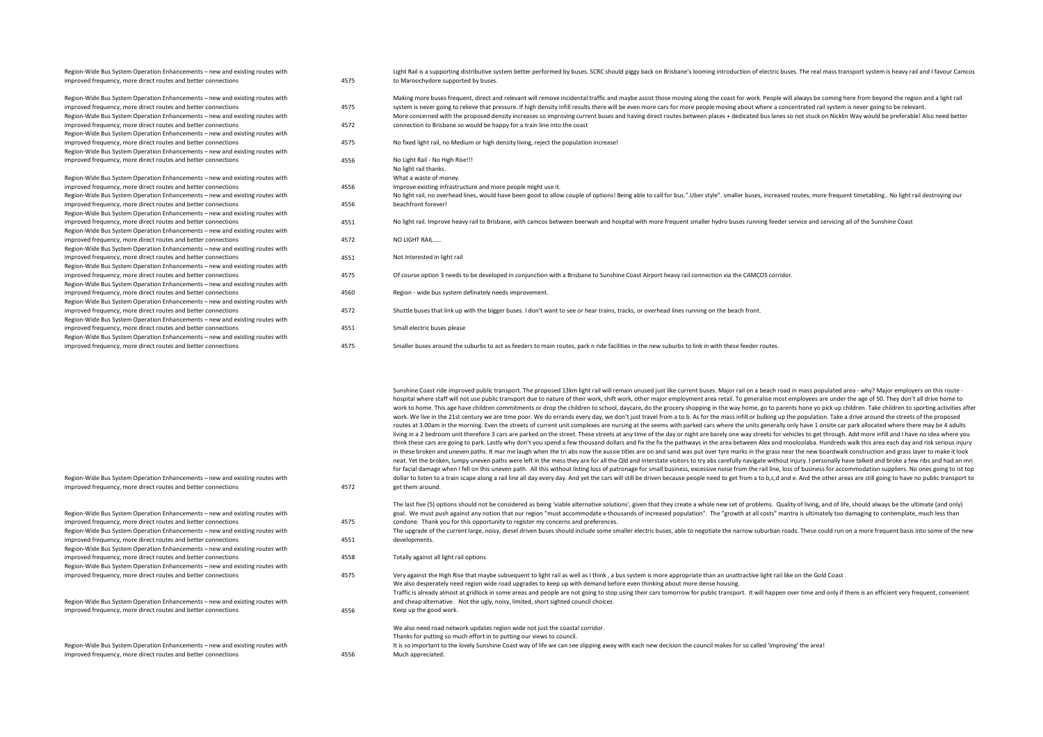| | | |
|---|---|---|
| Region-Wide Bus System Operation Enhancements – new and existing routes with improved frequency, more direct routes and better connections | 4575 | Light Rail is a supporting distributive system better performed by buses. SCRC should piggy back on Brisbane's looming introduction of electric buses. The real mass transport system is heavy rail and I favour Camcos to Maroochydore supported by buses. |
| Region-Wide Bus System Operation Enhancements – new and existing routes with improved frequency, more direct routes and better connections | 4575 | Making more buses frequent, direct and relevant will remove incidental traffic and maybe assist those moving along the coast for work. People will always be coming here from beyond the region and a light rail system is never going to relieve that pressure. If high density infill results there will be even more cars for more people moving about where a concentrated rail system is never going to be relevant. |
| Region-Wide Bus System Operation Enhancements – new and existing routes with improved frequency, more direct routes and better connections | 4572 | More concerned with the proposed density increases so improving current buses and having direct routes between places + dedicated bus lanes so not stuck on Nicklin Way would be preferable! Also need better connection to Brisbane so would be happy for a train line into the coast |
| Region-Wide Bus System Operation Enhancements – new and existing routes with improved frequency, more direct routes and better connections | 4575 | No fixed light rail, no Medium or high density living, reject the population increase! |
| Region-Wide Bus System Operation Enhancements – new and existing routes with improved frequency, more direct routes and better connections | 4556 | No Light Rail - No High Rise!!! |
| Region-Wide Bus System Operation Enhancements – new and existing routes with improved frequency, more direct routes and better connections | 4556 | No light rail thanks. What a waste of money. Improve existing infrastructure and more people might use it. |
| Region-Wide Bus System Operation Enhancements – new and existing routes with improved frequency, more direct routes and better connections | 4556 | No light rail, no overhead lines, would have been good to allow couple of options! Being able to call for bus.".Uber style". smaller buses, increased routes, more frequent timetabling.. No light rail destroying our beachfront forever! |
| Region-Wide Bus System Operation Enhancements – new and existing routes with improved frequency, more direct routes and better connections | 4551 | No light rail. Improve heavy rail to Brisbane, with camcos between beerwah and hospital with more frequent smaller hydro buses running feeder service and servicing all of the Sunshine Coast |
| Region-Wide Bus System Operation Enhancements – new and existing routes with improved frequency, more direct routes and better connections | 4572 | NO LIGHT RAIL..... |
| Region-Wide Bus System Operation Enhancements – new and existing routes with improved frequency, more direct routes and better connections | 4551 | Not interested in light rail |
| Region-Wide Bus System Operation Enhancements – new and existing routes with improved frequency, more direct routes and better connections | 4575 | Of course option 3 needs to be developed in conjunction with a Brisbane to Sunshine Coast Airport heavy rail connection via the CAMCOS corridor. |
| Region-Wide Bus System Operation Enhancements – new and existing routes with improved frequency, more direct routes and better connections | 4560 | Region - wide bus system definately needs improvement. |
| Region-Wide Bus System Operation Enhancements – new and existing routes with improved frequency, more direct routes and better connections | 4572 | Shuttle buses that link up with the bigger buses. I don't want to see or hear trains, tracks, or overhead lines running on the beach front. |
| Region-Wide Bus System Operation Enhancements – new and existing routes with improved frequency, more direct routes and better connections | 4551 | Small electric buses please |
| Region-Wide Bus System Operation Enhancements – new and existing routes with improved frequency, more direct routes and better connections | 4575 | Smaller buses around the suburbs to act as feeders to main routes, park n ride facilities in the new suburbs to link in with these feeder routes. |
| Region-Wide Bus System Operation Enhancements – new and existing routes with improved frequency, more direct routes and better connections | 4572 | Sunshine Coast ride improved public transport. The proposed 13km light rail will remain unused just like current buses. Major rail on a beach road in mass populated area - why? Major employers on this route - hospital where staff will not use public transport due to nature of their work, shift work, other major employment area retail. To generalise most employees are under the age of 50. They don't all drive home to work to home. This age have children commitments or drop the children to school, daycare, do the grocery shopping in the way home, go to parents hone yo pick up children. Take children to sporting activities after work. We live in the 21st century we are time poor. We do errands every day, we don't just travel from a to b. As for the mass infill or bulking up the population. Take a drive around the streets of the proposed routes at 3.00am in the morning. Even the streets of current unit complexes are nursing at the seems with parked cars where the units generally only have 1 onsite car park allocated where there may be 4 adults living in a 2 bedroom unit therefore 3 cars are parked on the street. These streets at any time of the day or night are barely one way streets for vehicles to get through. Add more infill and I have no idea where you think these cars are going to park. Lastly why don't you spend a few thousand dollars and fix the fix the pathways in the area between Alex and mooloolaba. Hundreds walk this area each day and risk serious injury in these broken and uneven paths. It mar me laugh when the tri abs now the aussie titles are on and sand was put over tyre marks in the grass near the new boardwalk construction and grass layer to make it look neat. Yet the broken, lumpy uneven paths were left in the mess they are for all the Qld and interstate visitors to try abs carefully navigate without injury. I personally have talked and broke a few ribs and had an mri for facial damage when I fell on this uneven path. All this without listing loss of patronage for small business, excessive noise from the rail line, loss of business for accommodation suppliers. No ones going to ist top dollar to listen to a train scape along a rail line all day every day. And yet the cars will still be driven because people need to get from a to b,c,d and e. And the other areas are still going to have no public transport to get them around. |
| Region-Wide Bus System Operation Enhancements – new and existing routes with improved frequency, more direct routes and better connections | 4575 | The last five (5) options should not be considered as being 'viable alternative solutions', given that they create a whole new set of problems. Quality of living, and of life, should always be the ultimate (and only) goal. We must push against any notion that our region "must accommodate x-thousands of increased population". The "growth at all costs" mantra is ultimately too damaging to contemplate, much less than condone. Thank you for this opportunity to register my concerns and preferences. |
| Region-Wide Bus System Operation Enhancements – new and existing routes with improved frequency, more direct routes and better connections | 4551 | The upgrade of the current large, noisy, diesel driven buses should include some smaller electric buses, able to negotiate the narrow suburban roads. These could run on a more frequent basis into some of the new developments. |
| Region-Wide Bus System Operation Enhancements – new and existing routes with improved frequency, more direct routes and better connections | 4558 | Totally against all light rail options |
| Region-Wide Bus System Operation Enhancements – new and existing routes with improved frequency, more direct routes and better connections | 4575 | Very against the High Rise that maybe subsequent to light rail as well as I think , a bus system is more appropriate than an unattractive light rail like on the Gold Coast . |
| Region-Wide Bus System Operation Enhancements – new and existing routes with improved frequency, more direct routes and better connections | 4556 | We also desperately need region wide road upgrades to keep up with demand before even thinking about more dense housing. Traffic is already almost at gridlock in some areas and people are not going to stop using their cars tomorrow for public transport. It will happen over time and only if there is an efficient very frequent, convenient and cheap alternative. Not the ugly, noisy, limited, short sighted council choices. Keep up the good work. |
| Region-Wide Bus System Operation Enhancements – new and existing routes with improved frequency, more direct routes and better connections | 4556 | We also need road network updates region wide not just the coastal corridor. Thanks for putting so much effort in to putting our views to council. It is so important to the lovely Sunshine Coast way of life we can see slipping away with each new decision the council makes for so called 'improving' the area! Much appreciated. |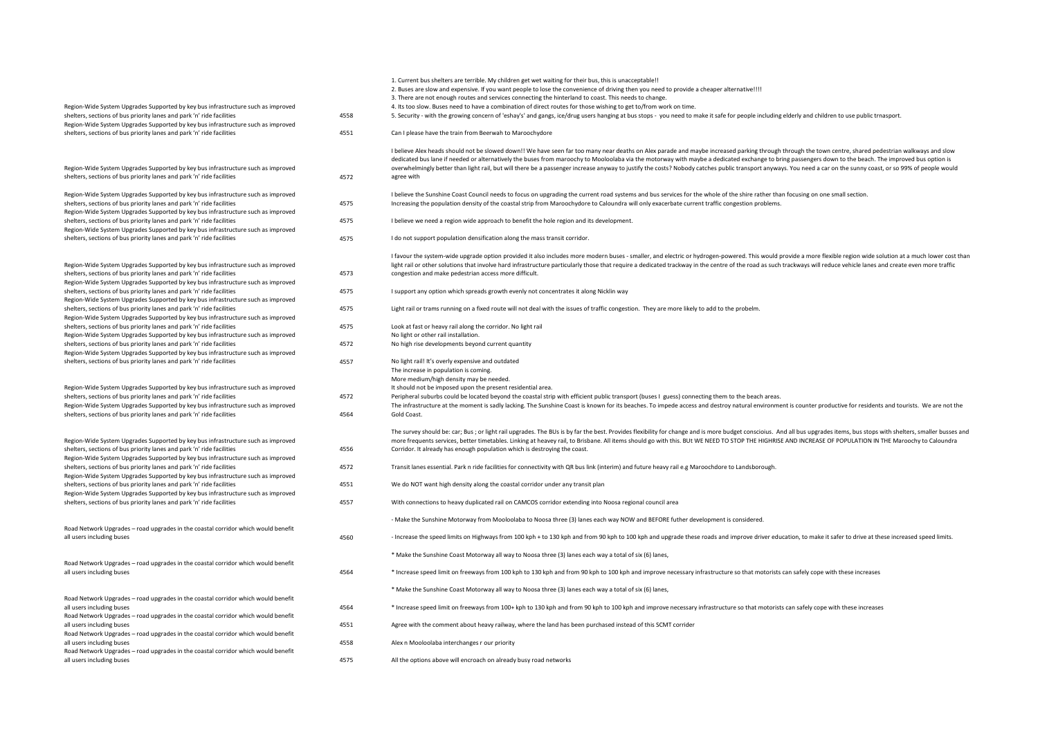| | | |
|---|---|---|
| Region-Wide System Upgrades Supported by key bus infrastructure such as improved shelters, sections of bus priority lanes and park 'n' ride facilities | 4558 | 1. Current bus shelters are terrible. My children get wet waiting for their bus, this is unacceptable!! 2. Buses are slow and expensive. If you want people to lose the convenience of driving then you need to provide a cheaper alternative!!!! 3. There are not enough routes and services connecting the hinterland to coast. This needs to change. 4. Its too slow. Buses need to have a combination of direct routes for those wishing to get to/from work on time. 5. Security - with the growing concern of 'eshay's' and gangs, ice/drug users hanging at bus stops - you need to make it safe for people including elderly and children to use public trnasport. |
| Region-Wide System Upgrades Supported by key bus infrastructure such as improved shelters, sections of bus priority lanes and park 'n' ride facilities | 4551 | Can I please have the train from Beerwah to Maroochydore |
| Region-Wide System Upgrades Supported by key bus infrastructure such as improved shelters, sections of bus priority lanes and park 'n' ride facilities | 4572 | I believe Alex heads should not be slowed down!! We have seen far too many near deaths on Alex parade and maybe increased parking through through the town centre, shared pedestrian walkways and slow dedicated bus lane if needed or alternatively the buses from maroochy to Mooloolaba via the motorway with maybe a dedicated exchange to bring passengers down to the beach. The improved bus option is overwhelmingly better than light rail, but will there be a passenger increase anyway to justify the costs? Nobody catches public transport anyways. You need a car on the sunny coast, or so 99% of people would agree with |
| Region-Wide System Upgrades Supported by key bus infrastructure such as improved shelters, sections of bus priority lanes and park 'n' ride facilities | 4575 | I believe the Sunshine Coast Council needs to focus on upgrading the current road systems and bus services for the whole of the shire rather than focusing on one small section. Increasing the population density of the coastal strip from Maroochydore to Caloundra will only exacerbate current traffic congestion problems. |
| Region-Wide System Upgrades Supported by key bus infrastructure such as improved shelters, sections of bus priority lanes and park 'n' ride facilities | 4575 | I believe we need a region wide approach to benefit the hole region and its development. |
| Region-Wide System Upgrades Supported by key bus infrastructure such as improved shelters, sections of bus priority lanes and park 'n' ride facilities | 4575 | I do not support population densification along the mass transit corridor. |
| Region-Wide System Upgrades Supported by key bus infrastructure such as improved shelters, sections of bus priority lanes and park 'n' ride facilities | 4573 | I favour the system-wide upgrade option provided it also includes more modern buses - smaller, and electric or hydrogen-powered. This would provide a more flexible region wide solution at a much lower cost than light rail or other solutions that involve hard infrastructure particularly those that require a dedicated trackway in the centre of the road as such trackways will reduce vehicle lanes and create even more traffic congestion and make pedestrian access more difficult. |
| Region-Wide System Upgrades Supported by key bus infrastructure such as improved shelters, sections of bus priority lanes and park 'n' ride facilities | 4575 | I support any option which spreads growth evenly not concentrates it along Nicklin way |
| Region-Wide System Upgrades Supported by key bus infrastructure such as improved shelters, sections of bus priority lanes and park 'n' ride facilities | 4575 | Light rail or trams running on a fixed route will not deal with the issues of traffic congestion. They are more likely to add to the probelm. |
| Region-Wide System Upgrades Supported by key bus infrastructure such as improved shelters, sections of bus priority lanes and park 'n' ride facilities | 4575 | Look at fast or heavy rail along the corridor. No light rail |
| Region-Wide System Upgrades Supported by key bus infrastructure such as improved shelters, sections of bus priority lanes and park 'n' ride facilities | 4572 | No light or other rail installation. No high rise developments beyond current quantity |
| Region-Wide System Upgrades Supported by key bus infrastructure such as improved shelters, sections of bus priority lanes and park 'n' ride facilities | 4557 | No light rail! It's overly expensive and outdated |
| Region-Wide System Upgrades Supported by key bus infrastructure such as improved shelters, sections of bus priority lanes and park 'n' ride facilities | 4572 | The increase in population is coming. More medium/high density may be needed. It should not be imposed upon the present residential area. Peripheral suburbs could be located beyond the coastal strip with efficient public transport (buses I guess) connecting them to the beach areas. |
| Region-Wide System Upgrades Supported by key bus infrastructure such as improved shelters, sections of bus priority lanes and park 'n' ride facilities | 4564 | The infrastructure at the moment is sadly lacking. The Sunshine Coast is known for its beaches. To impede access and destroy natural environment is counter productive for residents and tourists. We are not the Gold Coast. |
| Region-Wide System Upgrades Supported by key bus infrastructure such as improved shelters, sections of bus priority lanes and park 'n' ride facilities | 4556 | The survey should be: car; Bus ; or light rail upgrades. The BUs is by far the best. Provides flexibility for change and is more budget conscioius. And all bus upgrades items, bus stops with shelters, smaller busses and more frequents services, better timetables. Linking at heavey rail, to Brisbane. All items should go with this. BUt WE NEED TO STOP THE HIGHRISE AND INCREASE OF POPULATION IN THE Maroochy to Caloundra Corridor. It already has enough population which is destroying the coast. |
| Region-Wide System Upgrades Supported by key bus infrastructure such as improved shelters, sections of bus priority lanes and park 'n' ride facilities | 4572 | Transit lanes essential. Park n ride facilities for connectivity with QR bus link (interim) and future heavy rail e.g Maroochdore to Landsborough. |
| Region-Wide System Upgrades Supported by key bus infrastructure such as improved shelters, sections of bus priority lanes and park 'n' ride facilities | 4551 | We do NOT want high density along the coastal corridor under any transit plan |
| Region-Wide System Upgrades Supported by key bus infrastructure such as improved shelters, sections of bus priority lanes and park 'n' ride facilities | 4557 | With connections to heavy duplicated rail on CAMCOS corridor extending into Noosa regional council area |
| Road Network Upgrades – road upgrades in the coastal corridor which would benefit all users including buses | 4560 | - Make the Sunshine Motorway from Mooloolaba to Noosa three (3) lanes each way NOW and BEFORE futher development is considered. - Increase the speed limits on Highways from 100 kph + to 130 kph and from 90 kph to 100 kph and upgrade these roads and improve driver education, to make it safer to drive at these increased speed limits. |
| Road Network Upgrades – road upgrades in the coastal corridor which would benefit all users including buses | 4564 | * Make the Sunshine Coast Motorway all way to Noosa three (3) lanes each way a total of six (6) lanes, * Increase speed limit on freeways from 100 kph to 130 kph and from 90 kph to 100 kph and improve necessary infrastructure so that motorists can safely cope with these increases |
| Road Network Upgrades – road upgrades in the coastal corridor which would benefit all users including buses | 4564 | * Make the Sunshine Coast Motorway all way to Noosa three (3) lanes each way a total of six (6) lanes, * Increase speed limit on freeways from 100+ kph to 130 kph and from 90 kph to 100 kph and improve necessary infrastructure so that motorists can safely cope with these increases |
| Road Network Upgrades – road upgrades in the coastal corridor which would benefit all users including buses | 4551 | Agree with the comment about heavy railway, where the land has been purchased instead of this SCMT corrider |
| Road Network Upgrades – road upgrades in the coastal corridor which would benefit all users including buses | 4558 | Alex n Mooloolaba interchanges r our priority |
| Road Network Upgrades – road upgrades in the coastal corridor which would benefit all users including buses | 4575 | All the options above will encroach on already busy road networks |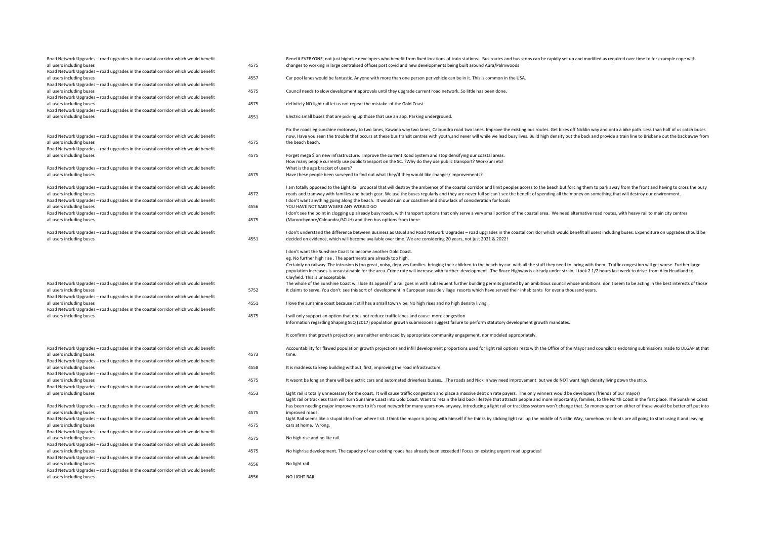| | | |
|---|---|---|
| Road Network Upgrades – road upgrades in the coastal corridor which would benefit all users including buses | 4575 | Benefit EVERYONE, not just highrise developers who benefit from fixed locations of train stations. Bus routes and bus stops can be rapidly set up and modified as required over time to for example cope with changes to working in large centralised offices post covid and new developments being built around Aura/Palmwoods |
| Road Network Upgrades – road upgrades in the coastal corridor which would benefit all users including buses | 4557 | Car pool lanes would be fantastic. Anyone with more than one person per vehicle can be in it. This is common in the USA. |
| Road Network Upgrades – road upgrades in the coastal corridor which would benefit all users including buses | 4575 | Council needs to slow development approvals until they upgrade current road network. So little has been done. |
| Road Network Upgrades – road upgrades in the coastal corridor which would benefit all users including buses | 4575 | definitely NO light rail let us not repeat the mistake of the Gold Coast |
| Road Network Upgrades – road upgrades in the coastal corridor which would benefit all users including buses | 4551 | Electric small buses that are picking up those that use an app. Parking underground. |
| Road Network Upgrades – road upgrades in the coastal corridor which would benefit all users including buses | 4575 | Fix the roads eg sunshine motorway to two lanes, Kawana way two lanes, Caloundra road two lanes. Improve the existing bus routes. Get bikes off Nicklin way and onto a bike path. Less than half of us catch buses now, Have you seen the trouble that occurs at these bus transit centres with youth,and never will while we lead busy lives. Build high density out the back and provide a train line to Brisbane out the back away from the beach beach. |
| Road Network Upgrades – road upgrades in the coastal corridor which would benefit all users including buses | 4575 | Forget mega $ on new infrastructure. Improve the current Road System and stop densifying our coastal areas. |
| Road Network Upgrades – road upgrades in the coastal corridor which would benefit all users including buses | 4575 | How many people currently use public transport on the SC. ?Why do they use public transport? Work/uni etc! What is the age bracket of users? Have these people been surveyed to find out what they/if they would like changes/ improvements? |
| Road Network Upgrades – road upgrades in the coastal corridor which would benefit all users including buses | 4572 | I am totally opposed to the Light Rail proposal that will destroy the ambience of the coastal corridor and limit peoples access to the beach but forcing them to park away from the front and having to cross the busy roads and tramway with families and beach gear. We use the buses regularly and they are never full so can't see the benefit of spending all the money on something that will destroy our environment. |
| Road Network Upgrades – road upgrades in the coastal corridor which would benefit all users including buses | 4556 | I don't want anything going along the beach. It would ruin our coastline and show lack of consideration for locals YOU HAVE NOT SAID WGERE ANY WOULD GO |
| Road Network Upgrades – road upgrades in the coastal corridor which would benefit all users including buses | 4575 | I don't see the point in clogging up already busy roads, with transport options that only serve a very small portion of the coastal area. We need alternative road routes, with heavy rail to main city centres (Maroochydore/Caloundra/SCUH) and then bus options from there |
| Road Network Upgrades – road upgrades in the coastal corridor which would benefit all users including buses | 4551 | I don't understand the difference between Business as Usual and Road Network Upgrades – road upgrades in the coastal corridor which would benefit all users including buses. Expenditure on upgrades should be decided on evidence, which will become available over time. We are considering 20 years, not just 2021 & 2022! |
| Road Network Upgrades – road upgrades in the coastal corridor which would benefit all users including buses | 5752 | I don't want the Sunshine Coast to become another Gold Coast. eg. No further high rise . The apartments are already too high. Certainly no railway. The intrusion is too great ,noisy, deprives families bringing their children to the beach by car with all the stuff they need to bring with them. Traffic congestion will get worse. Further large population increases is unsustainable for the area. Crime rate will increase with further development . The Bruce Highway is already under strain. I took 2 1/2 hours last week to drive from Alex Headland to Clayfield. This is unacceptable. The whole of the Sunshine Coast will lose its appeal if a rail goes in with subsequent further building permits granted by an ambitious council whose ambitions don't seem to be acting in the best interests of those it claims to serve. You don't see this sort of development in European seaside village resorts which have served their inhabitants for over a thousand years. |
| Road Network Upgrades – road upgrades in the coastal corridor which would benefit all users including buses | 4551 | I love the sunshine coast because it still has a small town vibe. No high rises and no high density living. |
| Road Network Upgrades – road upgrades in the coastal corridor which would benefit all users including buses | 4575 | I will only support an option that does not reduce traffic lanes and cause more congestion |
| Road Network Upgrades – road upgrades in the coastal corridor which would benefit all users including buses | 4573 | Information regarding Shaping SEQ (2017) population growth submissions suggest failure to perform statutory development growth mandates. It confirms that growth projections are neither embraced by appropriate community engagement, nor modeled appropriately. Accountability for flawed population growth projections and infill development proportions used for light rail options rests with the Office of the Mayor and councilors endorsing submissions made to DLGAP at that time. |
| Road Network Upgrades – road upgrades in the coastal corridor which would benefit all users including buses | 4558 | It is madness to keep building without, first, improving the road infrastructure. |
| Road Network Upgrades – road upgrades in the coastal corridor which would benefit all users including buses | 4575 | It waont be long an there will be electric cars and automated driverless busses... The roads and Nicklin way need improvement but we do NOT want high density living down the strip. |
| Road Network Upgrades – road upgrades in the coastal corridor which would benefit all users including buses | 4553 | Light rail is totally unnecessary for the coast. It will cause traffic congestion and place a massive debt on rate payers. The only winners would be developers (friends of our mayor) |
| Road Network Upgrades – road upgrades in the coastal corridor which would benefit all users including buses | 4575 | Light rail or trackless tram will turn Sunshine Coast into Gold Coast. Want to retain the laid back lifestyle that attracts people and more importantly, families, to the North Coast in the first place. The Sunshine Coast has been needing major improvements to it's road network for many years now anyway, introducing a light rail or trackless system won't change that. So money spent on either of these would be better off put into improved roads. |
| Road Network Upgrades – road upgrades in the coastal corridor which would benefit all users including buses | 4575 | Light Rail seems like a stupid idea from where I sit. I think the mayor is joking with himself if he thinks by sticking light rail up the middle of Nicklin Way, somehow residents are all going to start using it and leaving cars at home. Wrong. |
| Road Network Upgrades – road upgrades in the coastal corridor which would benefit all users including buses | 4575 | No high rise and no lite rail. |
| Road Network Upgrades – road upgrades in the coastal corridor which would benefit all users including buses | 4575 | No highrise development. The capacity of our existing roads has already been exceeded! Focus on existing urgent road upgrades! |
| Road Network Upgrades – road upgrades in the coastal corridor which would benefit all users including buses | 4556 | No light rail |
| Road Network Upgrades – road upgrades in the coastal corridor which would benefit all users including buses | 4556 | NO LIGHT RAIL |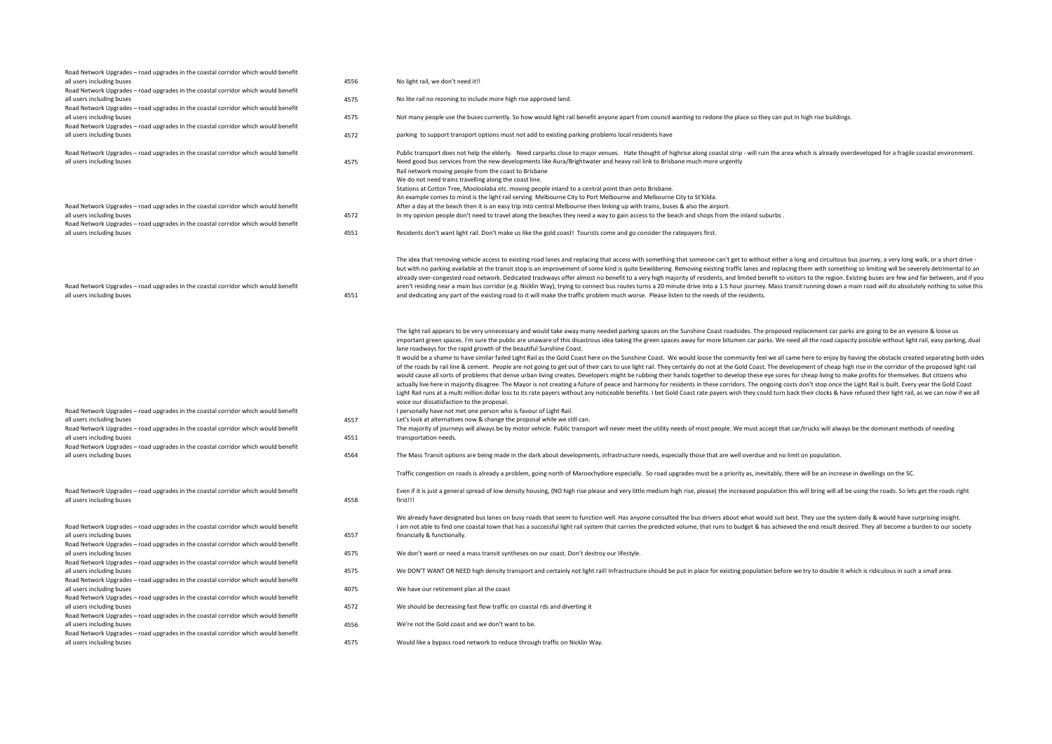| | | |
|---|---|---|
| Road Network Upgrades – road upgrades in the coastal corridor which would benefit all users including buses | 4556 | No light rail, we don't need it!! |
| Road Network Upgrades – road upgrades in the coastal corridor which would benefit all users including buses | 4575 | No lite rail no rezoning to include more high rise approved land. |
| Road Network Upgrades – road upgrades in the coastal corridor which would benefit all users including buses | 4575 | Not many people use the buses currently. So how would light rail benefit anyone apart from council wanting to redone the place so they can put in high rise buildings. |
| Road Network Upgrades – road upgrades in the coastal corridor which would benefit all users including buses | 4572 | parking to support transport options must not add to existing parking problems local residents have |
| Road Network Upgrades – road upgrades in the coastal corridor which would benefit all users including buses | 4575 | Public transport does not help the elderly. Need carparks close to major venues. Hate thought of highrise along coastal strip - will ruin the area which is already overdeveloped for a fragile coastal environment.<br>Need good bus services from the new developments like Aura/Brightwater and heavy rail link to Brisbane much more urgently |
| Road Network Upgrades – road upgrades in the coastal corridor which would benefit all users including buses | 4572 | Rail network moving people from the coast to Brisbane<br>We do not need trains travelling along the coast line.<br>Stations at Cotton Tree, Mooloolaba etc. moving people inland to a central point than onto Brisbane.<br>An example comes to mind is the light rail serving Melbourne City to Port Melbourne and Melbourne City to St'Kilda.<br>After a day at the beach then it is an easy trip into central Melbourne then linking up with trains, buses & also the airport.<br>In my opinion people don't need to travel along the beaches they need a way to gain access to the beach and shops from the inland suburbs . |
| Road Network Upgrades – road upgrades in the coastal corridor which would benefit all users including buses | 4551 | Residents don't want light rail. Don't make us like the gold coast! Tourists come and go consider the ratepayers first. |
| Road Network Upgrades – road upgrades in the coastal corridor which would benefit all users including buses | 4551 | The idea that removing vehicle access to existing road lanes and replacing that access with something that someone can't get to without either a long and circuitous bus journey, a very long walk, or a short drive - but with no parking available at the transit stop is an improvement of some kind is quite bewildering. Removing existing traffic lanes and replacing them with something so limiting will be severely detrimental to an already over-congested road network. Dedicated trackways offer almost no benefit to a very high majority of residents, and limited benefit to visitors to the region. Existing buses are few and far between, and if you aren't residing near a main bus corridor (e.g. Nicklin Way), trying to connect bus routes turns a 20 minute drive into a 1.5 hour journey. Mass transit running down a main road will do absolutely nothing to solve this and dedicating any part of the existing road to it will make the traffic problem much worse. Please listen to the needs of the residents. |
| Road Network Upgrades – road upgrades in the coastal corridor which would benefit all users including buses | 4557 | The light rail appears to be very unnecessary and would take away many needed parking spaces on the Sunshine Coast roadsides. The proposed replacement car parks are going to be an eyesore & loose us important green spaces. I'm sure the public are unaware of this disastrous idea taking the green spaces away for more bitumen car parks. We need all the road capacity possible without light rail, easy parking, dual lane roadways for the rapid growth of the beautiful Sunshine Coast.<br>It would be a shame to have similar failed Light Rail as the Gold Coast here on the Sunshine Coast. We would loose the community feel we all came here to enjoy by having the obstacle created separating both sides of the roads by rail line & cement. People are not going to get out of their cars to use light rail. They certainly do not at the Gold Coast. The development of cheap high rise in the corridor of the proposed light rail would cause all sorts of problems that dense urban living creates. Developers might be rubbing their hands together to develop these eye sores for cheap living to make profits for themselves. But citizens who actually live here in majority disagree. The Mayor is not creating a future of peace and harmony for residents in these corridors. The ongoing costs don't stop once the Light Rail is built. Every year the Gold Coast Light Rail runs at a multi million dollar loss to its rate payers without any noticeable benefits. I bet Gold Coast rate payers wish they could turn back their clocks & have refused their light rail, as we can now if we all voice our dissatisfaction to the proposal.<br>I personally have not met one person who is favour of Light Rail.<br>Let's look at alternatives now & change the proposal while we still can. |
| Road Network Upgrades – road upgrades in the coastal corridor which would benefit all users including buses | 4551 | The majority of journeys will always be by motor vehicle. Public transport will never meet the utility needs of most people. We must accept that car/trucks will always be the dominant methods of needing transportation needs. |
| Road Network Upgrades – road upgrades in the coastal corridor which would benefit all users including buses | 4564 | The Mass Transit options are being made in the dark about developments, infrastructure needs, especially those that are well overdue and no limit on population. |
| Road Network Upgrades – road upgrades in the coastal corridor which would benefit all users including buses | 4558 | Traffic congestion on roads is already a problem, going north of Maroochydore especially. So road upgrades must be a priority as, inevitably, there will be an increase in dwellings on the SC.<br>Even if it is just a general spread of low density housing, (NO high rise please and very little medium high rise, please) the increased population this will bring will all be using the roads. So lets get the roads right first!!! |
| Road Network Upgrades – road upgrades in the coastal corridor which would benefit all users including buses | 4557 | We already have designated bus lanes on busy roads that seem to function well. Has anyone consulted the bus drivers about what would suit best. They use the system daily & would have surprising insight.<br>I am not able to find one coastal town that has a successful light rail system that carries the predicted volume, that runs to budget & has achieved the end result desired. They all become a burden to our society financially & functionally. |
| Road Network Upgrades – road upgrades in the coastal corridor which would benefit all users including buses | 4575 | We don't want or need a mass transit syntheses on our coast. Don't destroy our lifestyle. |
| Road Network Upgrades – road upgrades in the coastal corridor which would benefit all users including buses | 4575 | We DON'T WANT OR NEED high density transport and certainly not light rail! Infrastructure should be put in place for existing population before we try to double it which is ridiculous in such a small area. |
| Road Network Upgrades – road upgrades in the coastal corridor which would benefit all users including buses | 4075 | We have our retirement plan at the coast |
| Road Network Upgrades – road upgrades in the coastal corridor which would benefit all users including buses | 4572 | We should be decreasing fast flow traffic on coastal rds and diverting it |
| Road Network Upgrades – road upgrades in the coastal corridor which would benefit all users including buses | 4556 | We're not the Gold coast and we don't want to be. |
| Road Network Upgrades – road upgrades in the coastal corridor which would benefit all users including buses | 4575 | Would like a bypass road network to reduce through traffic on Nicklin Way. |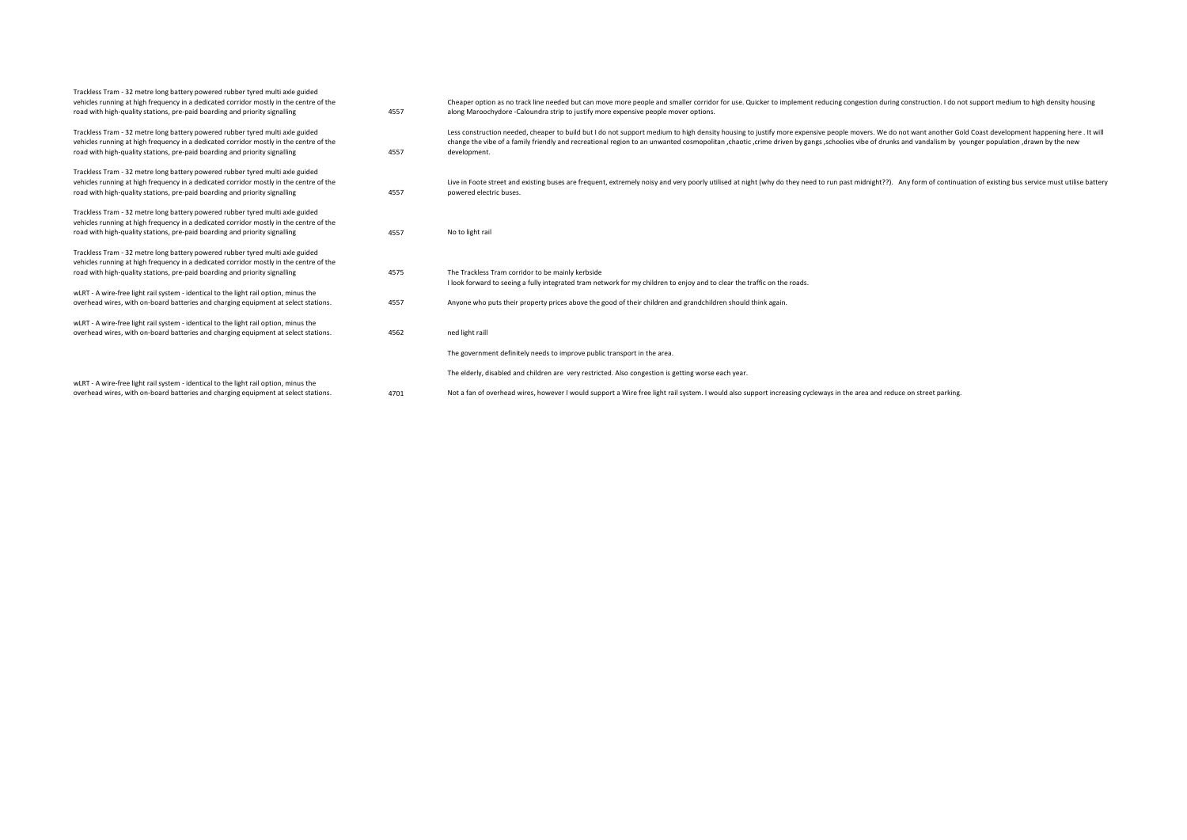| | | |
|---|---|---|
| Trackless Tram - 32 metre long battery powered rubber tyred multi axle guided vehicles running at high frequency in a dedicated corridor mostly in the centre of the road with high-quality stations, pre-paid boarding and priority signalling | 4557 | Cheaper option as no track line needed but can move more people and smaller corridor for use. Quicker to implement reducing congestion during construction. I do not support medium to high density housing along Maroochydore -Caloundra strip to justify more expensive people mover options. |
| Trackless Tram - 32 metre long battery powered rubber tyred multi axle guided vehicles running at high frequency in a dedicated corridor mostly in the centre of the road with high-quality stations, pre-paid boarding and priority signalling | 4557 | Less construction needed, cheaper to build but I do not support medium to high density housing to justify more expensive people movers. We do not want another Gold Coast development happening here . It will change the vibe of a family friendly and recreational region to an unwanted cosmopolitan ,chaotic ,crime driven by gangs ,schoolies vibe of drunks and vandalism by younger population ,drawn by the new development. |
| Trackless Tram - 32 metre long battery powered rubber tyred multi axle guided vehicles running at high frequency in a dedicated corridor mostly in the centre of the road with high-quality stations, pre-paid boarding and priority signalling | 4557 | Live in Foote street and existing buses are frequent, extremely noisy and very poorly utilised at night (why do they need to run past midnight??). Any form of continuation of existing bus service must utilise battery powered electric buses. |
| Trackless Tram - 32 metre long battery powered rubber tyred multi axle guided vehicles running at high frequency in a dedicated corridor mostly in the centre of the road with high-quality stations, pre-paid boarding and priority signalling | 4557 | No to light rail |
| Trackless Tram - 32 metre long battery powered rubber tyred multi axle guided vehicles running at high frequency in a dedicated corridor mostly in the centre of the road with high-quality stations, pre-paid boarding and priority signalling | 4575 | The Trackless Tram corridor to be mainly kerbside<br>I look forward to seeing a fully integrated tram network for my children to enjoy and to clear the traffic on the roads. |
| wLRT - A wire-free light rail system - identical to the light rail option, minus the overhead wires, with on-board batteries and charging equipment at select stations. | 4557 | Anyone who puts their property prices above the good of their children and grandchildren should think again. |
| wLRT - A wire-free light rail system - identical to the light rail option, minus the overhead wires, with on-board batteries and charging equipment at select stations. | 4562 | ned light raill<br><br>The government definitely needs to improve public transport in the area.<br><br>The elderly, disabled and children are very restricted. Also congestion is getting worse each year. |
| wLRT - A wire-free light rail system - identical to the light rail option, minus the overhead wires, with on-board batteries and charging equipment at select stations. | 4701 | Not a fan of overhead wires, however I would support a Wire free light rail system. I would also support increasing cycleways in the area and reduce on street parking. |